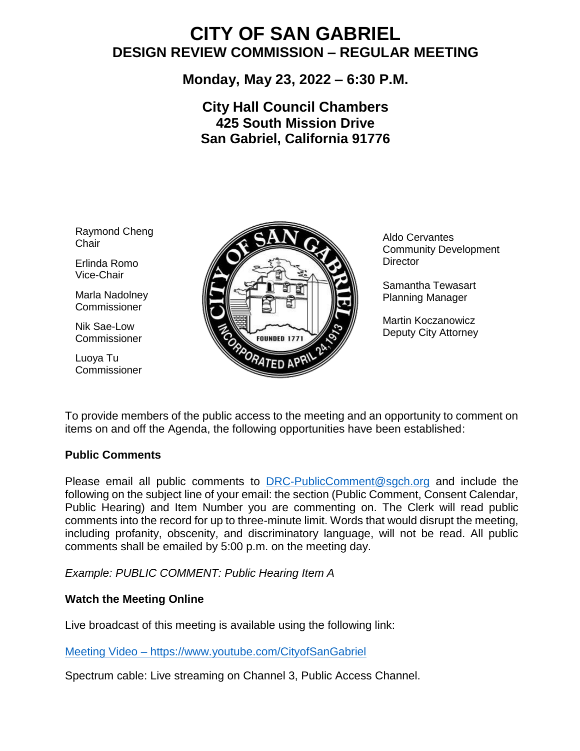# CITY OF SAN GABRIEL

## DESIGN REVIEW COMMISSION – REGULAR MEETING

### Monday, May 23, 2022 – 6:30 P.M.

### City Hall Council Chambers
### 425 South Mission Drive
### San Gabriel, California 91776

Raymond Cheng
Chair

Erlinda Romo
Vice-Chair

Marla Nadolney
Commissioner

Nik Sae-Low
Commissioner

Luoya Tu
Commissioner

Aldo Cervantes
Community Development Director

Samantha Tewasart
Planning Manager

Martin Koczanowicz
Deputy City Attorney

To provide members of the public access to the meeting and an opportunity to comment on items on and off the Agenda, the following opportunities have been established:

**Public Comments**

Please email all public comments to [DRC-PublicComment@sgch.org](mailto:DRC-PublicComment@sgch.org) and include the following on the subject line of your email: the section (Public Comment, Consent Calendar, Public Hearing) and Item Number you are commenting on. The Clerk will read public comments into the record for up to three-minute limit. Words that would disrupt the meeting, including profanity, obscenity, and discriminatory language, will not be read. All public comments shall be emailed by 5:00 p.m. on the meeting day.

*Example: PUBLIC COMMENT: Public Hearing Item A*

**Watch the Meeting Online**

Live broadcast of this meeting is available using the following link:

[Meeting Video – https://www.youtube.com/CityofSanGabriel](https://www.youtube.com/CityofSanGabriel)

Spectrum cable: Live streaming on Channel 3, Public Access Channel.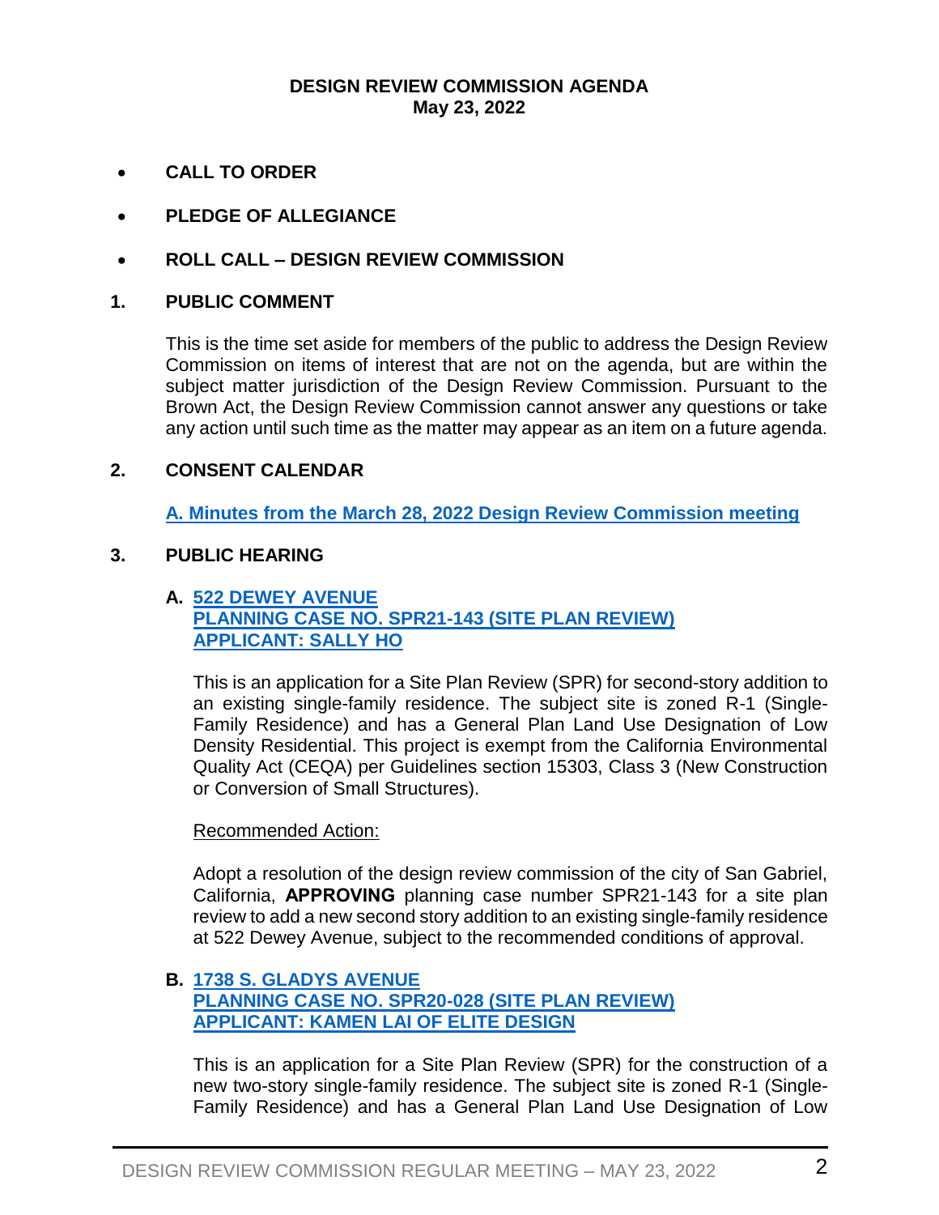**DESIGN REVIEW COMMISSION AGENDA**
**May 23, 2022**

- **CALL TO ORDER**
- **PLEDGE OF ALLEGIANCE**
- **ROLL CALL – DESIGN REVIEW COMMISSION**

## 1. PUBLIC COMMENT

This is the time set aside for members of the public to address the Design Review Commission on items of interest that are not on the agenda, but are within the subject matter jurisdiction of the Design Review Commission. Pursuant to the Brown Act, the Design Review Commission cannot answer any questions or take any action until such time as the matter may appear as an item on a future agenda.

## 2. CONSENT CALENDAR

**A. Minutes from the March 28, 2022 Design Review Commission meeting**

## 3. PUBLIC HEARING

**A. 522 DEWEY AVENUE**
**PLANNING CASE NO. SPR21-143 (SITE PLAN REVIEW)**
**APPLICANT: SALLY HO**

This is an application for a Site Plan Review (SPR) for second-story addition to an existing single-family residence. The subject site is zoned R-1 (Single-Family Residence) and has a General Plan Land Use Designation of Low Density Residential. This project is exempt from the California Environmental Quality Act (CEQA) per Guidelines section 15303, Class 3 (New Construction or Conversion of Small Structures).

Recommended Action:

Adopt a resolution of the design review commission of the city of San Gabriel, California, **APPROVING** planning case number SPR21-143 for a site plan review to add a new second story addition to an existing single-family residence at 522 Dewey Avenue, subject to the recommended conditions of approval.

**B. 1738 S. GLADYS AVENUE**
**PLANNING CASE NO. SPR20-028 (SITE PLAN REVIEW)**
**APPLICANT: KAMEN LAI OF ELITE DESIGN**

This is an application for a Site Plan Review (SPR) for the construction of a new two-story single-family residence. The subject site is zoned R-1 (Single-Family Residence) and has a General Plan Land Use Designation of Low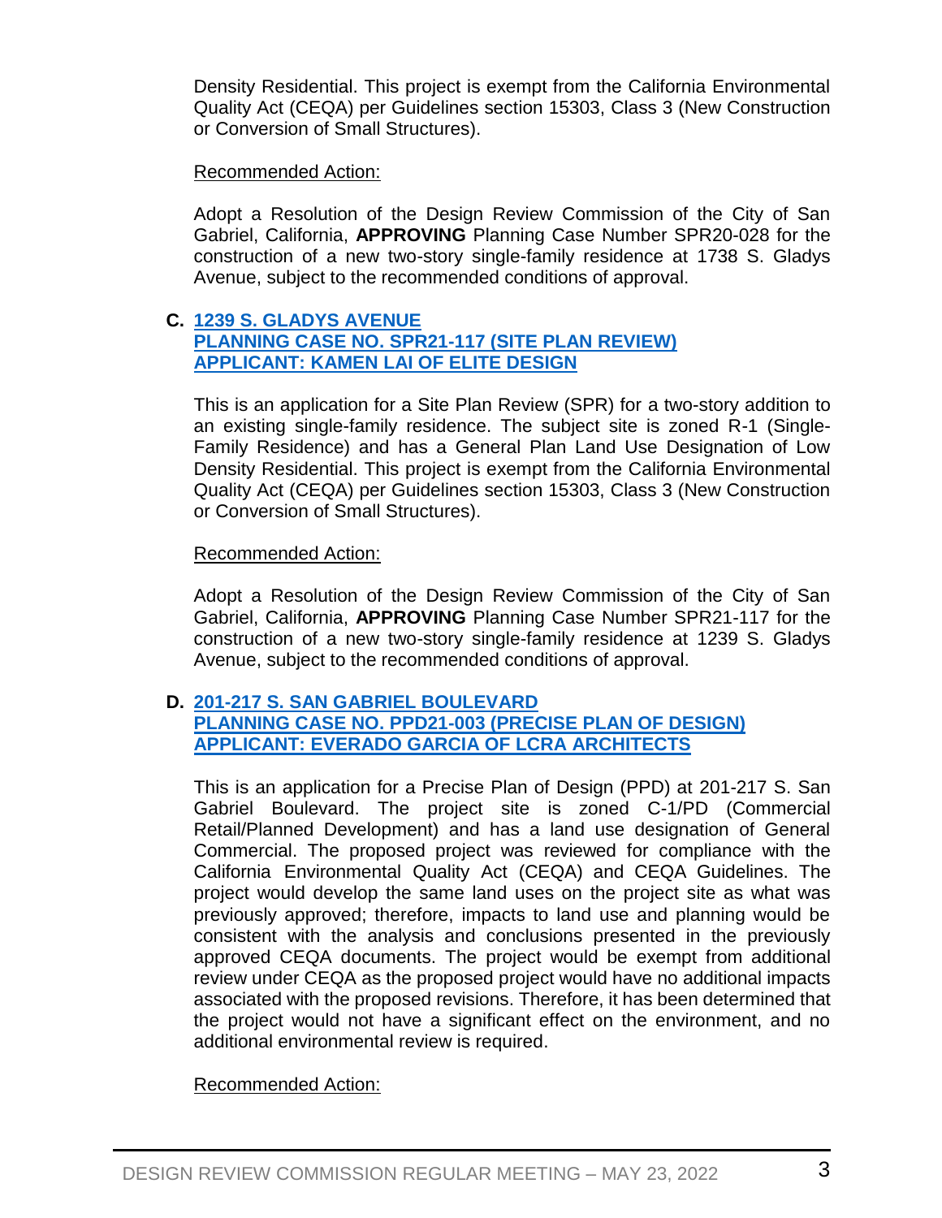Density Residential. This project is exempt from the California Environmental Quality Act (CEQA) per Guidelines section 15303, Class 3 (New Construction or Conversion of Small Structures).

Recommended Action:

Adopt a Resolution of the Design Review Commission of the City of San Gabriel, California, **APPROVING** Planning Case Number SPR20-028 for the construction of a new two-story single-family residence at 1738 S. Gladys Avenue, subject to the recommended conditions of approval.

**C. 1239 S. GLADYS AVENUE**
**PLANNING CASE NO. SPR21-117 (SITE PLAN REVIEW)**
**APPLICANT: KAMEN LAI OF ELITE DESIGN**

This is an application for a Site Plan Review (SPR) for a two-story addition to an existing single-family residence. The subject site is zoned R-1 (Single-Family Residence) and has a General Plan Land Use Designation of Low Density Residential. This project is exempt from the California Environmental Quality Act (CEQA) per Guidelines section 15303, Class 3 (New Construction or Conversion of Small Structures).

Recommended Action:

Adopt a Resolution of the Design Review Commission of the City of San Gabriel, California, **APPROVING** Planning Case Number SPR21-117 for the construction of a new two-story single-family residence at 1239 S. Gladys Avenue, subject to the recommended conditions of approval.

**D. 201-217 S. SAN GABRIEL BOULEVARD**
**PLANNING CASE NO. PPD21-003 (PRECISE PLAN OF DESIGN)**
**APPLICANT: EVERADO GARCIA OF LCRA ARCHITECTS**

This is an application for a Precise Plan of Design (PPD) at 201-217 S. San Gabriel Boulevard. The project site is zoned C-1/PD (Commercial Retail/Planned Development) and has a land use designation of General Commercial. The proposed project was reviewed for compliance with the California Environmental Quality Act (CEQA) and CEQA Guidelines. The project would develop the same land uses on the project site as what was previously approved; therefore, impacts to land use and planning would be consistent with the analysis and conclusions presented in the previously approved CEQA documents. The project would be exempt from additional review under CEQA as the proposed project would have no additional impacts associated with the proposed revisions. Therefore, it has been determined that the project would not have a significant effect on the environment, and no additional environmental review is required.

Recommended Action: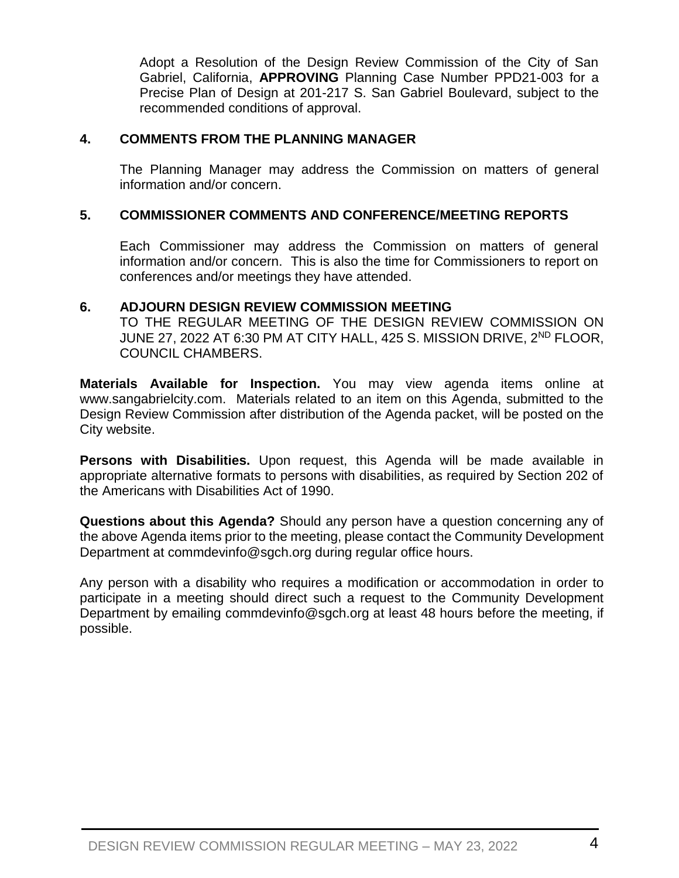Adopt a Resolution of the Design Review Commission of the City of San Gabriel, California, **APPROVING** Planning Case Number PPD21-003 for a Precise Plan of Design at 201-217 S. San Gabriel Boulevard, subject to the recommended conditions of approval.

## 4. COMMENTS FROM THE PLANNING MANAGER

The Planning Manager may address the Commission on matters of general information and/or concern.

## 5. COMMISSIONER COMMENTS AND CONFERENCE/MEETING REPORTS

Each Commissioner may address the Commission on matters of general information and/or concern. This is also the time for Commissioners to report on conferences and/or meetings they have attended.

## 6. ADJOURN DESIGN REVIEW COMMISSION MEETING

TO THE REGULAR MEETING OF THE DESIGN REVIEW COMMISSION ON JUNE 27, 2022 AT 6:30 PM AT CITY HALL, 425 S. MISSION DRIVE, 2ND FLOOR, COUNCIL CHAMBERS.

**Materials Available for Inspection.** You may view agenda items online at www.sangabrielcity.com. Materials related to an item on this Agenda, submitted to the Design Review Commission after distribution of the Agenda packet, will be posted on the City website.

**Persons with Disabilities.** Upon request, this Agenda will be made available in appropriate alternative formats to persons with disabilities, as required by Section 202 of the Americans with Disabilities Act of 1990.

**Questions about this Agenda?** Should any person have a question concerning any of the above Agenda items prior to the meeting, please contact the Community Development Department at commdevinfo@sgch.org during regular office hours.

Any person with a disability who requires a modification or accommodation in order to participate in a meeting should direct such a request to the Community Development Department by emailing commdevinfo@sgch.org at least 48 hours before the meeting, if possible.